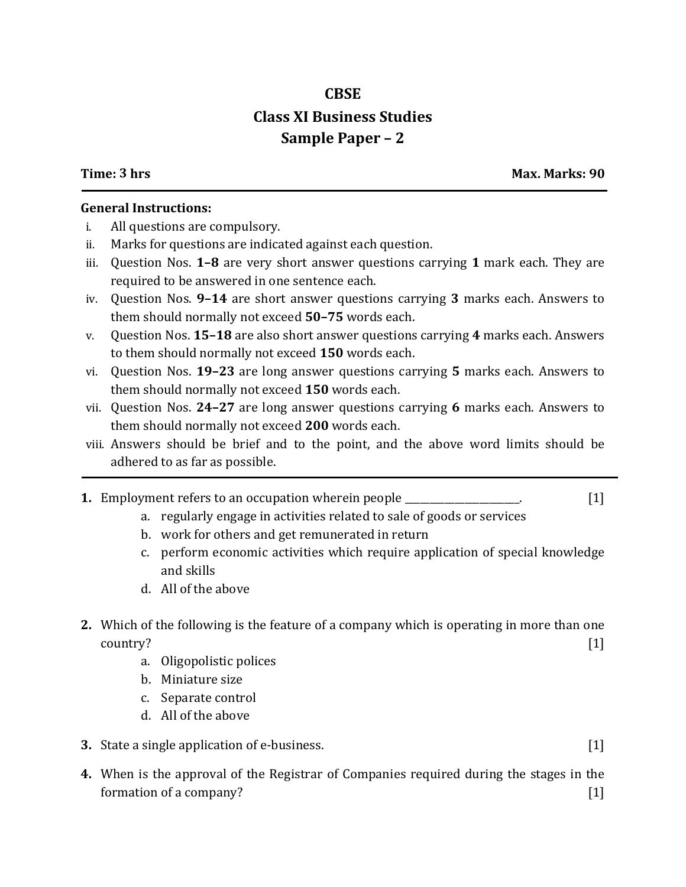# CBSE
## Class XI Business Studies
## Sample Paper – 2

**Time: 3 hrs** **Max. Marks: 90**

---

**General Instructions:**

i. All questions are compulsory.

ii. Marks for questions are indicated against each question.

iii. Question Nos. **1–8** are very short answer questions carrying **1** mark each. They are required to be answered in one sentence each.

iv. Question Nos. **9–14** are short answer questions carrying **3** marks each. Answers to them should normally not exceed **50–75** words each.

v. Question Nos. **15–18** are also short answer questions carrying **4** marks each. Answers to them should normally not exceed **150** words each.

vi. Question Nos. **19–23** are long answer questions carrying **5** marks each. Answers to them should normally not exceed **150** words each.

vii. Question Nos. **24–27** are long answer questions carrying **6** marks each. Answers to them should normally not exceed **200** words each.

viii. Answers should be brief and to the point, and the above word limits should be adhered to as far as possible.

---

**1.** Employment refers to an occupation wherein people ______________________. [1]

a. regularly engage in activities related to sale of goods or services
b. work for others and get remunerated in return
c. perform economic activities which require application of special knowledge and skills
d. All of the above

**2.** Which of the following is the feature of a company which is operating in more than one country? [1]

a. Oligopolistic polices
b. Miniature size
c. Separate control
d. All of the above

**3.** State a single application of e-business. [1]

**4.** When is the approval of the Registrar of Companies required during the stages in the formation of a company? [1]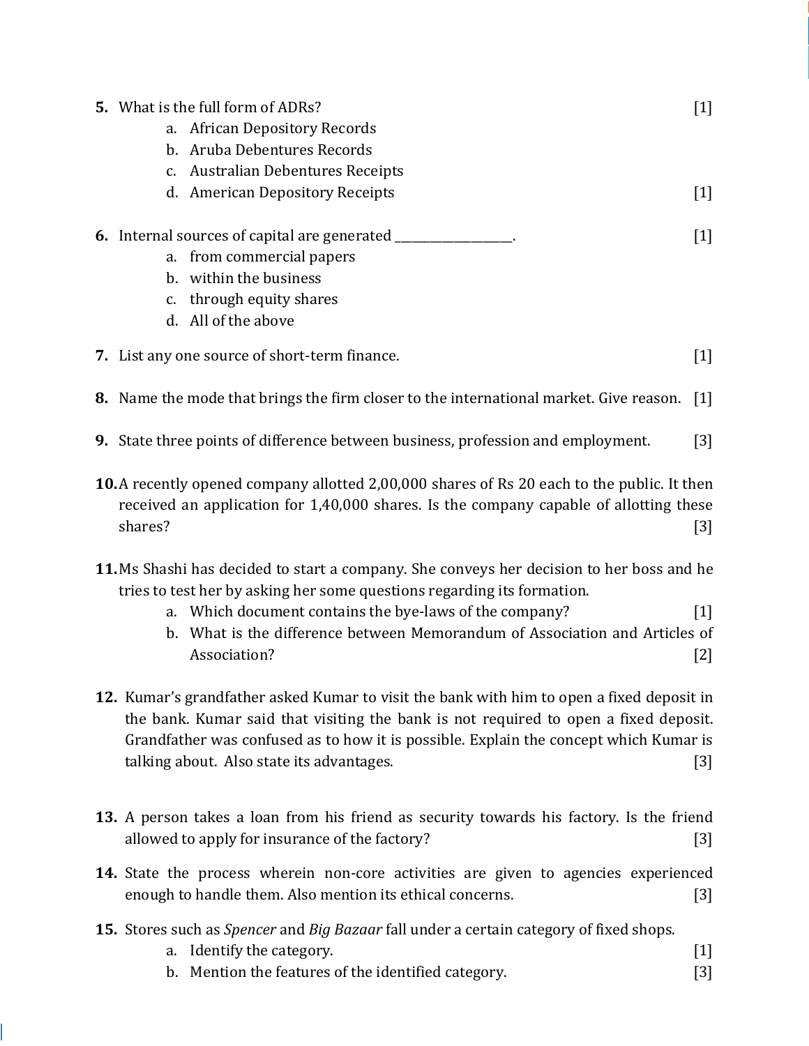**5.** What is the full form of ADRs? [1]

a. African Depository Records
b. Aruba Debentures Records
c. Australian Debentures Receipts
d. American Depository Receipts [1]

**6.** Internal sources of capital are generated ___________________. [1]

a. from commercial papers
b. within the business
c. through equity shares
d. All of the above

**7.** List any one source of short-term finance. [1]

**8.** Name the mode that brings the firm closer to the international market. Give reason. [1]

**9.** State three points of difference between business, profession and employment. [3]

**10.** A recently opened company allotted 2,00,000 shares of Rs 20 each to the public. It then received an application for 1,40,000 shares. Is the company capable of allotting these shares? [3]

**11.** Ms Shashi has decided to start a company. She conveys her decision to her boss and he tries to test her by asking her some questions regarding its formation.

a. Which document contains the bye-laws of the company? [1]
b. What is the difference between Memorandum of Association and Articles of Association? [2]

**12.** Kumar's grandfather asked Kumar to visit the bank with him to open a fixed deposit in the bank. Kumar said that visiting the bank is not required to open a fixed deposit. Grandfather was confused as to how it is possible. Explain the concept which Kumar is talking about. Also state its advantages. [3]

**13.** A person takes a loan from his friend as security towards his factory. Is the friend allowed to apply for insurance of the factory? [3]

**14.** State the process wherein non-core activities are given to agencies experienced enough to handle them. Also mention its ethical concerns. [3]

**15.** Stores such as *Spencer* and *Big Bazaar* fall under a certain category of fixed shops.

a. Identify the category. [1]
b. Mention the features of the identified category. [3]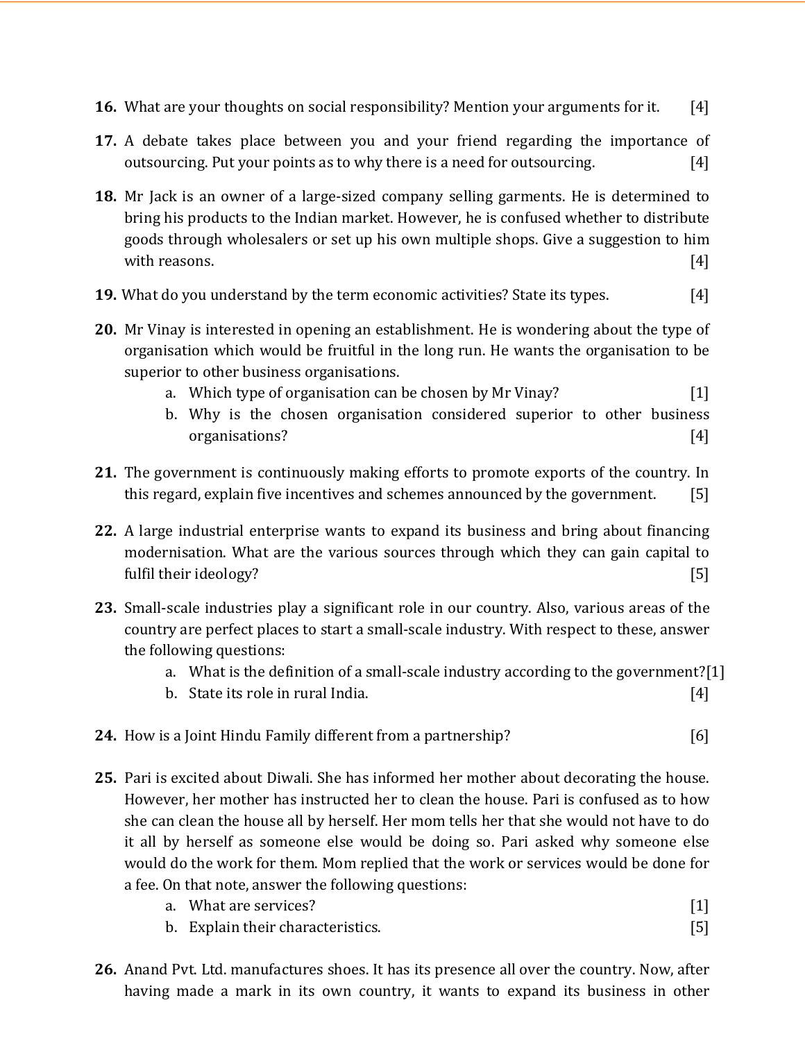**16.** What are your thoughts on social responsibility? Mention your arguments for it. [4]

**17.** A debate takes place between you and your friend regarding the importance of outsourcing. Put your points as to why there is a need for outsourcing. [4]

**18.** Mr Jack is an owner of a large-sized company selling garments. He is determined to bring his products to the Indian market. However, he is confused whether to distribute goods through wholesalers or set up his own multiple shops. Give a suggestion to him with reasons. [4]

**19.** What do you understand by the term economic activities? State its types. [4]

**20.** Mr Vinay is interested in opening an establishment. He is wondering about the type of organisation which would be fruitful in the long run. He wants the organisation to be superior to other business organisations.

   a. Which type of organisation can be chosen by Mr Vinay? [1]

   b. Why is the chosen organisation considered superior to other business organisations? [4]

**21.** The government is continuously making efforts to promote exports of the country. In this regard, explain five incentives and schemes announced by the government. [5]

**22.** A large industrial enterprise wants to expand its business and bring about financing modernisation. What are the various sources through which they can gain capital to fulfil their ideology? [5]

**23.** Small-scale industries play a significant role in our country. Also, various areas of the country are perfect places to start a small-scale industry. With respect to these, answer the following questions:

   a. What is the definition of a small-scale industry according to the government? [1]

   b. State its role in rural India. [4]

**24.** How is a Joint Hindu Family different from a partnership? [6]

**25.** Pari is excited about Diwali. She has informed her mother about decorating the house. However, her mother has instructed her to clean the house. Pari is confused as to how she can clean the house all by herself. Her mom tells her that she would not have to do it all by herself as someone else would be doing so. Pari asked why someone else would do the work for them. Mom replied that the work or services would be done for a fee. On that note, answer the following questions:

   a. What are services? [1]

   b. Explain their characteristics. [5]

**26.** Anand Pvt. Ltd. manufactures shoes. It has its presence all over the country. Now, after having made a mark in its own country, it wants to expand its business in other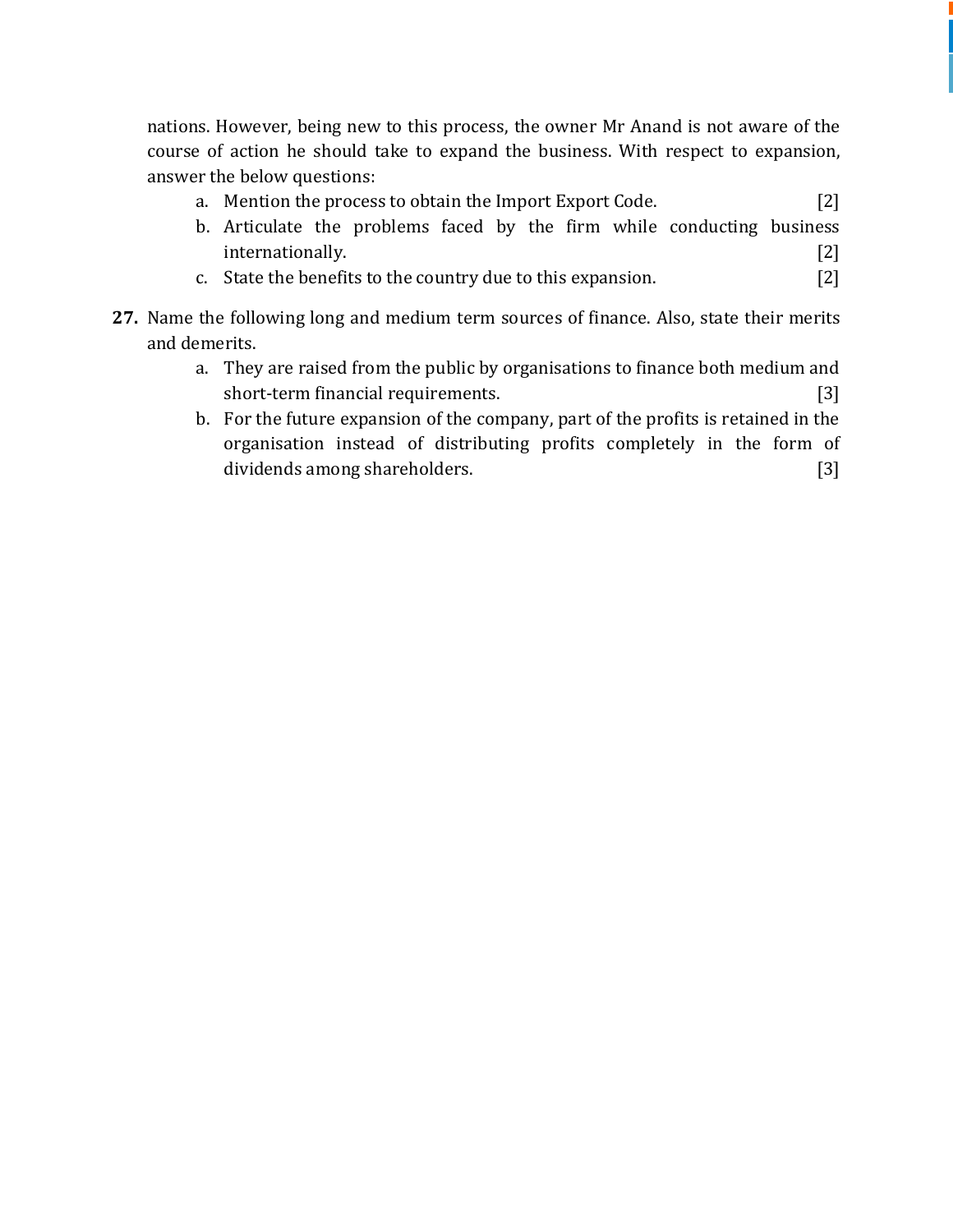nations. However, being new to this process, the owner Mr Anand is not aware of the course of action he should take to expand the business. With respect to expansion, answer the below questions:

a. Mention the process to obtain the Import Export Code. [2]

b. Articulate the problems faced by the firm while conducting business internationally. [2]

c. State the benefits to the country due to this expansion. [2]

**27.** Name the following long and medium term sources of finance. Also, state their merits and demerits.

a. They are raised from the public by organisations to finance both medium and short-term financial requirements. [3]

b. For the future expansion of the company, part of the profits is retained in the organisation instead of distributing profits completely in the form of dividends among shareholders. [3]